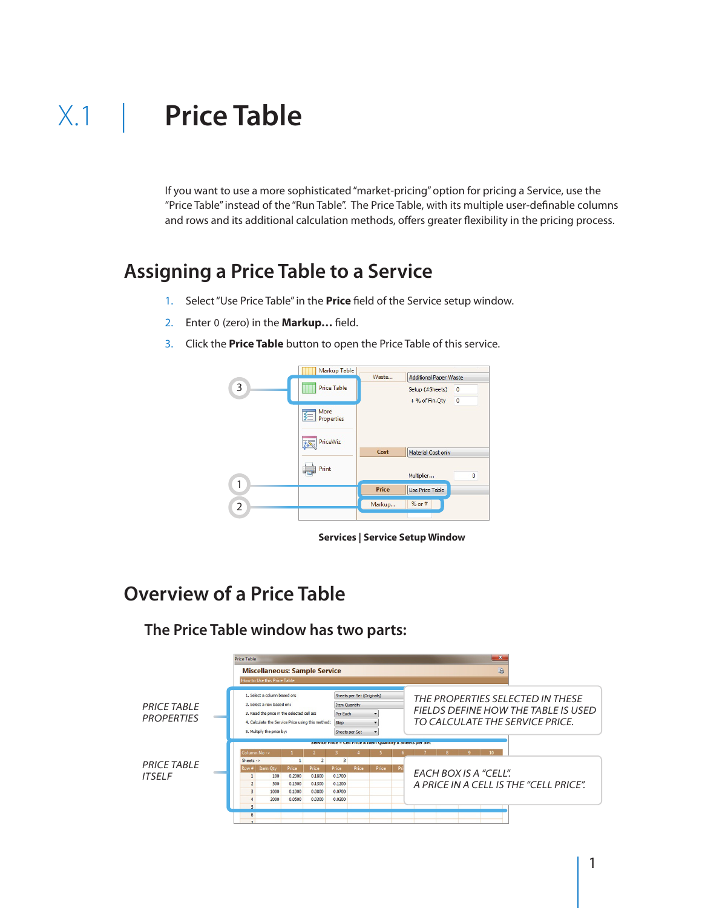# X.1 | Price Table

If you want to use a more sophisticated "market-pricing" option for pricing a Service, use the "Price Table" instead of the "Run Table". The Price Table, with its multiple user-definable columns and rows and its additional calculation methods, offers greater flexibility in the pricing process.

## Assigning a Price Table to a Service

1. Select "Use Price Table" in the **Price** field of the Service setup window.
2. Enter 0 (zero) in the **Markup…** field.
3. Click the **Price Table** button to open the Price Table of this service.

**Services | Service Setup Window**

## Overview of a Price Table

### The Price Table window has two parts:

*PRICE TABLE PROPERTIES*

THE PROPERTIES SELECTED IN THESE FIELDS DEFINE HOW THE TABLE IS USED TO CALCULATE THE SERVICE PRICE.

*PRICE TABLE ITSELF*

EACH BOX IS A "CELL". A PRICE IN A CELL IS THE "CELL PRICE".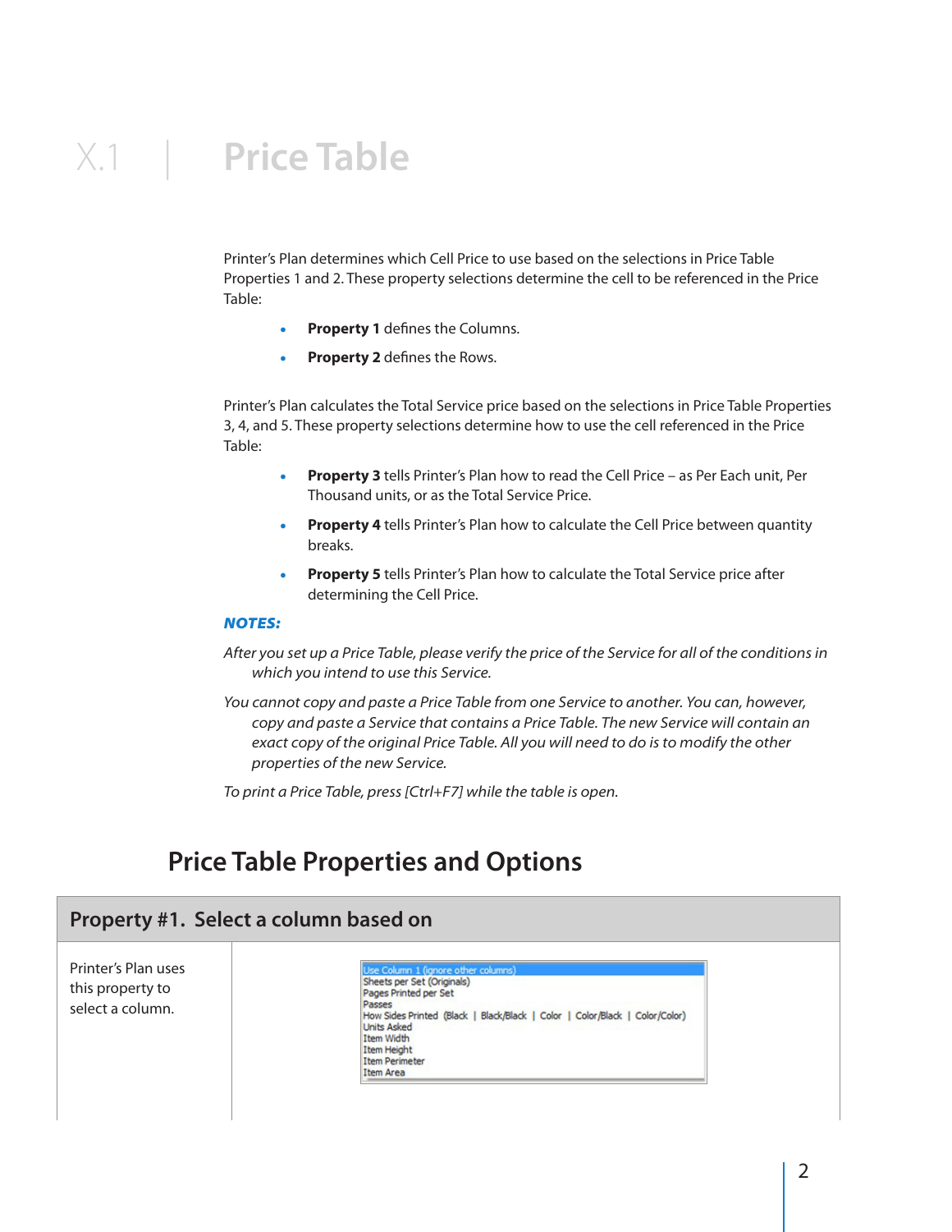# X.1 | Price Table

Printer's Plan determines which Cell Price to use based on the selections in Price Table Properties 1 and 2. These property selections determine the cell to be referenced in the Price Table:

- **Property 1** defines the Columns.
- **Property 2** defines the Rows.

Printer's Plan calculates the Total Service price based on the selections in Price Table Properties 3, 4, and 5. These property selections determine how to use the cell referenced in the Price Table:

- **Property 3** tells Printer's Plan how to read the Cell Price – as Per Each unit, Per Thousand units, or as the Total Service Price.
- **Property 4** tells Printer's Plan how to calculate the Cell Price between quantity breaks.
- **Property 5** tells Printer's Plan how to calculate the Total Service price after determining the Cell Price.

***NOTES:***

*After you set up a Price Table, please verify the price of the Service for all of the conditions in which you intend to use this Service.*

*You cannot copy and paste a Price Table from one Service to another. You can, however, copy and paste a Service that contains a Price Table. The new Service will contain an exact copy of the original Price Table. All you will need to do is to modify the other properties of the new Service.*

*To print a Price Table, press [Ctrl+F7] while the table is open.*

## Price Table Properties and Options

| Property #1. Select a column based on | |
|---|---|
| Printer's Plan uses this property to select a column. | Use Column 1 (ignore other columns)<br>Sheets per Set (Originals)<br>Pages Printed per Set<br>Passes<br>How Sides Printed (Black \| Black/Black \| Color \| Color/Black \| Color/Color)<br>Units Asked<br>Item Width<br>Item Height<br>Item Perimeter<br>Item Area |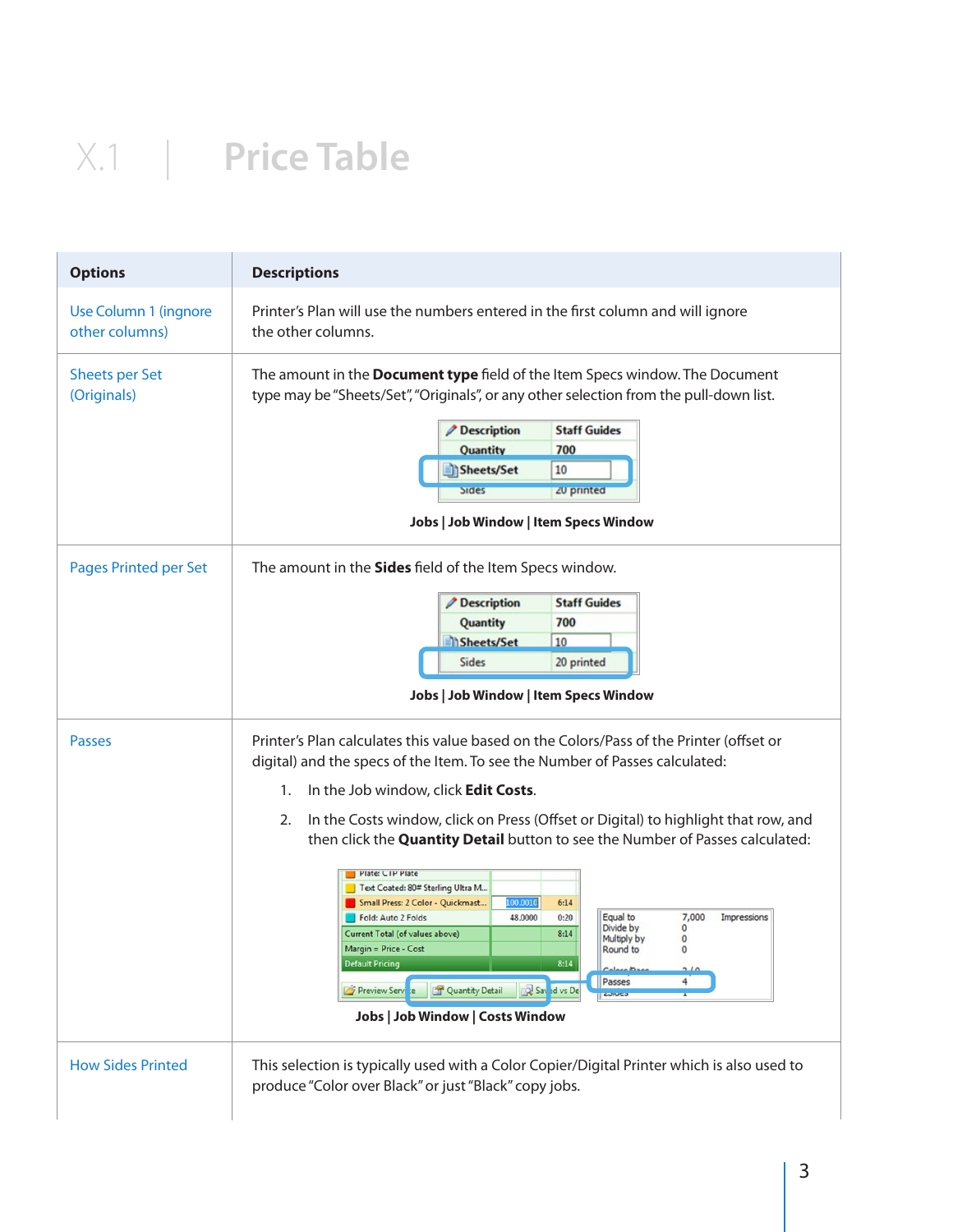# X.1 | Price Table

| Options | Descriptions |
|---|---|
| Use Column 1 (ignore other columns) | Printer's Plan will use the numbers entered in the first column and will ignore the other columns. |
| Sheets per Set (Originals) | The amount in the **Document type** field of the Item Specs window. The Document type may be "Sheets/Set", "Originals", or any other selection from the pull-down list. **Jobs \| Job Window \| Item Specs Window** |
| Pages Printed per Set | The amount in the **Sides** field of the Item Specs window. **Jobs \| Job Window \| Item Specs Window** |
| Passes | Printer's Plan calculates this value based on the Colors/Pass of the Printer (offset or digital) and the specs of the Item. To see the Number of Passes calculated: 1. In the Job window, click **Edit Costs**. 2. In the Costs window, click on Press (Offset or Digital) to highlight that row, and then click the **Quantity Detail** button to see the Number of Passes calculated: **Jobs \| Job Window \| Costs Window** |
| How Sides Printed | This selection is typically used with a Color Copier/Digital Printer which is also used to produce "Color over Black" or just "Black" copy jobs. |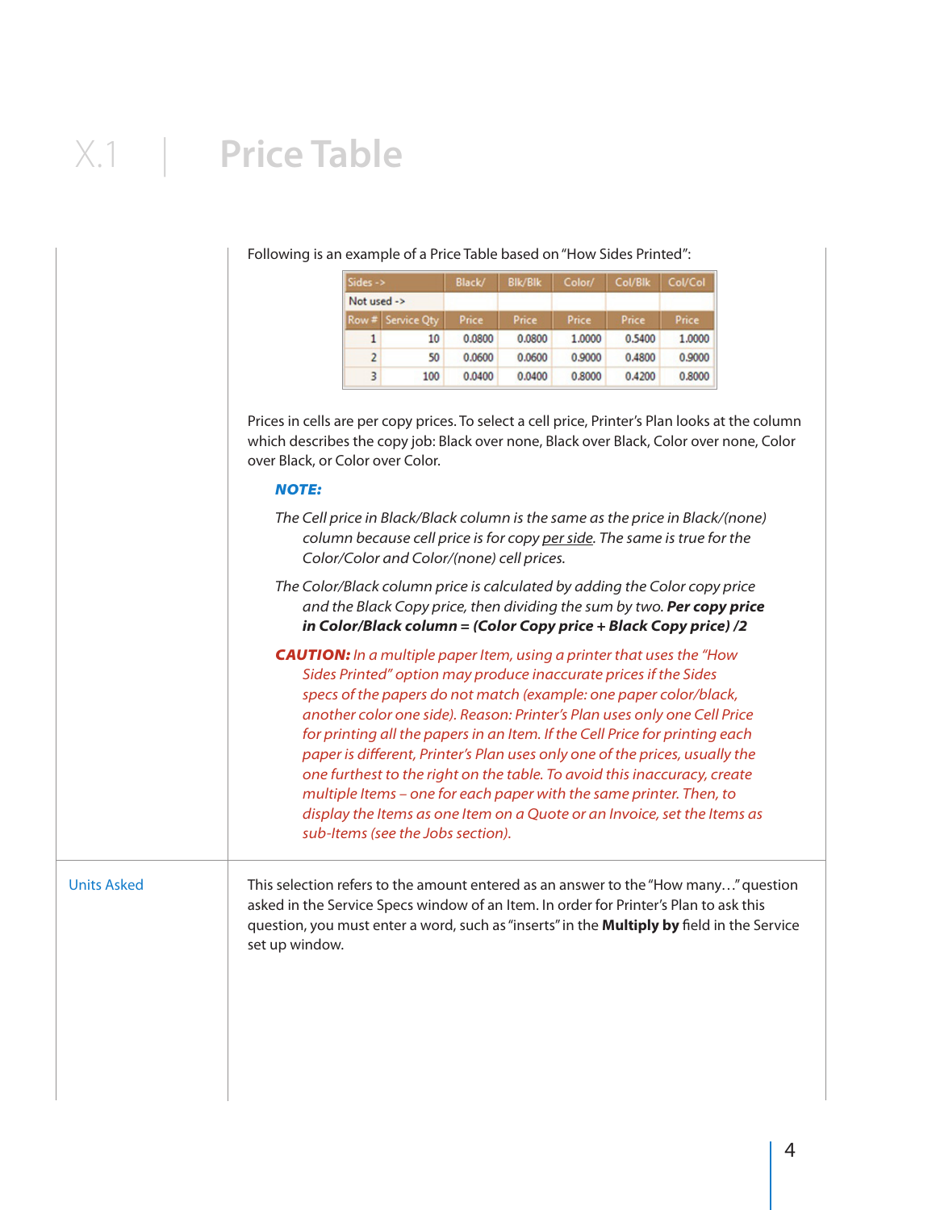# X.1 | Price Table

Following is an example of a Price Table based on "How Sides Printed":

| Sides -> | | Black/ | Blk/Blk | Color/ | Col/Blk | Col/Col |
|---|---|---|---|---|---|---|
| Not used -> | | | | | | |
| Row # | Service Qty | Price | Price | Price | Price | Price |
| 1 | 10 | 0.0800 | 0.0800 | 1.0000 | 0.5400 | 1.0000 |
| 2 | 50 | 0.0600 | 0.0600 | 0.9000 | 0.4800 | 0.9000 |
| 3 | 100 | 0.0400 | 0.0400 | 0.8000 | 0.4200 | 0.8000 |

Prices in cells are per copy prices. To select a cell price, Printer's Plan looks at the column which describes the copy job: Black over none, Black over Black, Color over none, Color over Black, or Color over Color.

***NOTE:***

*The Cell price in Black/Black column is the same as the price in Black/(none) column because cell price is for copy per side. The same is true for the Color/Color and Color/(none) cell prices.*

*The Color/Black column price is calculated by adding the Color copy price and the Black Copy price, then dividing the sum by two.* ***Per copy price in Color/Black column = (Color Copy price + Black Copy price) /2***

***CAUTION:*** *In a multiple paper Item, using a printer that uses the "How Sides Printed" option may produce inaccurate prices if the Sides specs of the papers do not match (example: one paper color/black, another color one side). Reason: Printer's Plan uses only one Cell Price for printing all the papers in an Item. If the Cell Price for printing each paper is different, Printer's Plan uses only one of the prices, usually the one furthest to the right on the table. To avoid this inaccuracy, create multiple Items – one for each paper with the same printer. Then, to display the Items as one Item on a Quote or an Invoice, set the Items as sub-Items (see the Jobs section).*

**Units Asked**

This selection refers to the amount entered as an answer to the "How many…" question asked in the Service Specs window of an Item. In order for Printer's Plan to ask this question, you must enter a word, such as "inserts" in the **Multiply by** field in the Service set up window.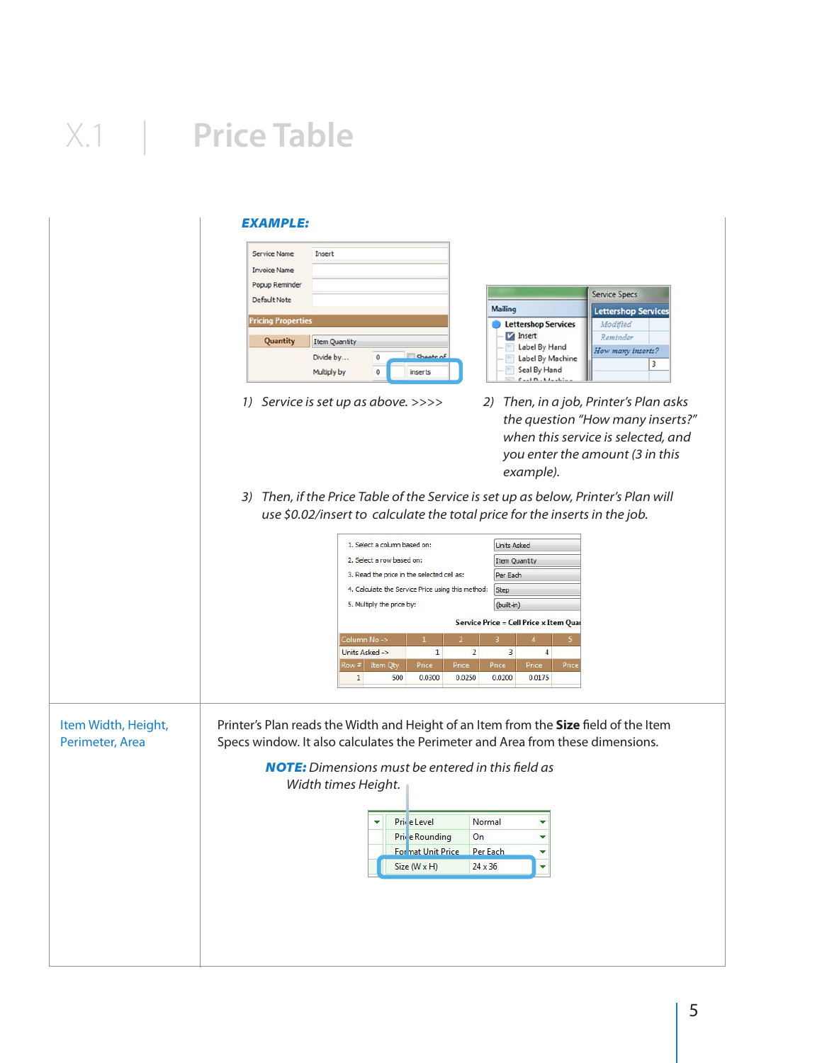# X.1 | Price Table

***EXAMPLE:***

1) *Service is set up as above. >>>>*

2) *Then, in a job, Printer's Plan asks the question "How many inserts?" when this service is selected, and you enter the amount (3 in this example).*

3) *Then, if the Price Table of the Service is set up as below, Printer's Plan will use $0.02/insert to calculate the total price for the inserts in the job.*

| Item Width, Height, Perimeter, Area | Printer's Plan reads the Width and Height of an Item from the **Size** field of the Item Specs window. It also calculates the Perimeter and Area from these dimensions. |
|---|---|

***NOTE:*** *Dimensions must be entered in this field as Width times Height.*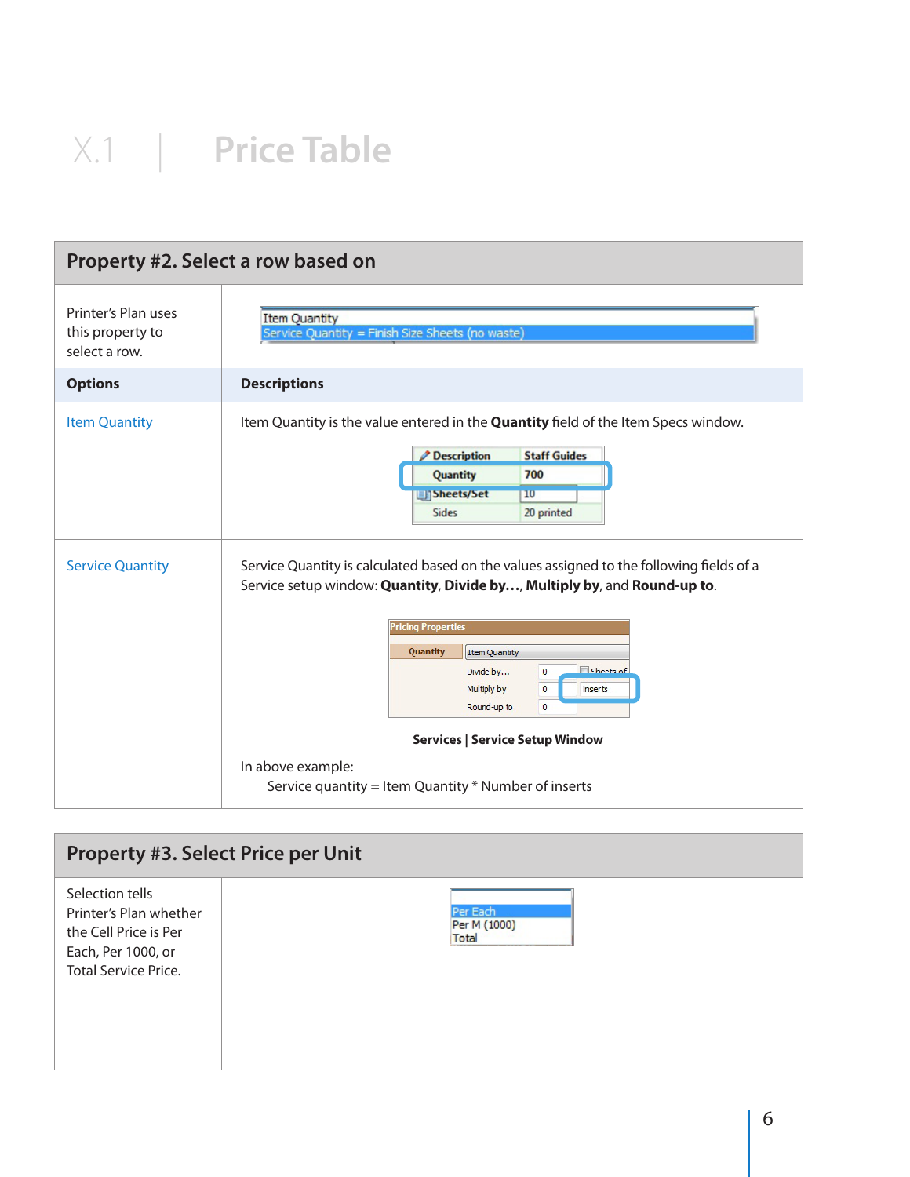# X.1 | Price Table

## Property #2. Select a row based on

| | |
|---|---|
| Printer's Plan uses this property to select a row. | Item Quantity<br>Service Quantity = Finish Size Sheets (no waste) |
| **Options** | **Descriptions** |
| Item Quantity | Item Quantity is the value entered in the **Quantity** field of the Item Specs window.<br><br>Description: Staff Guides<br>Quantity: 700<br>Sheets/Set: 10<br>Sides: 20 printed |
| Service Quantity | Service Quantity is calculated based on the values assigned to the following fields of a Service setup window: **Quantity**, **Divide by…**, **Multiply by**, and **Round-up to**.<br><br>Pricing Properties<br>Quantity: Item Quantity<br>Divide by…: 0 — Sheets of<br>Multiply by: 0 — inserts<br>Round-up to: 0<br><br>**Services \| Service Setup Window**<br><br>In above example:<br>Service quantity = Item Quantity * Number of inserts |

## Property #3. Select Price per Unit

| | |
|---|---|
| Selection tells Printer's Plan whether the Cell Price is Per Each, Per 1000, or Total Service Price. | Per Each<br>Per M (1000)<br>Total |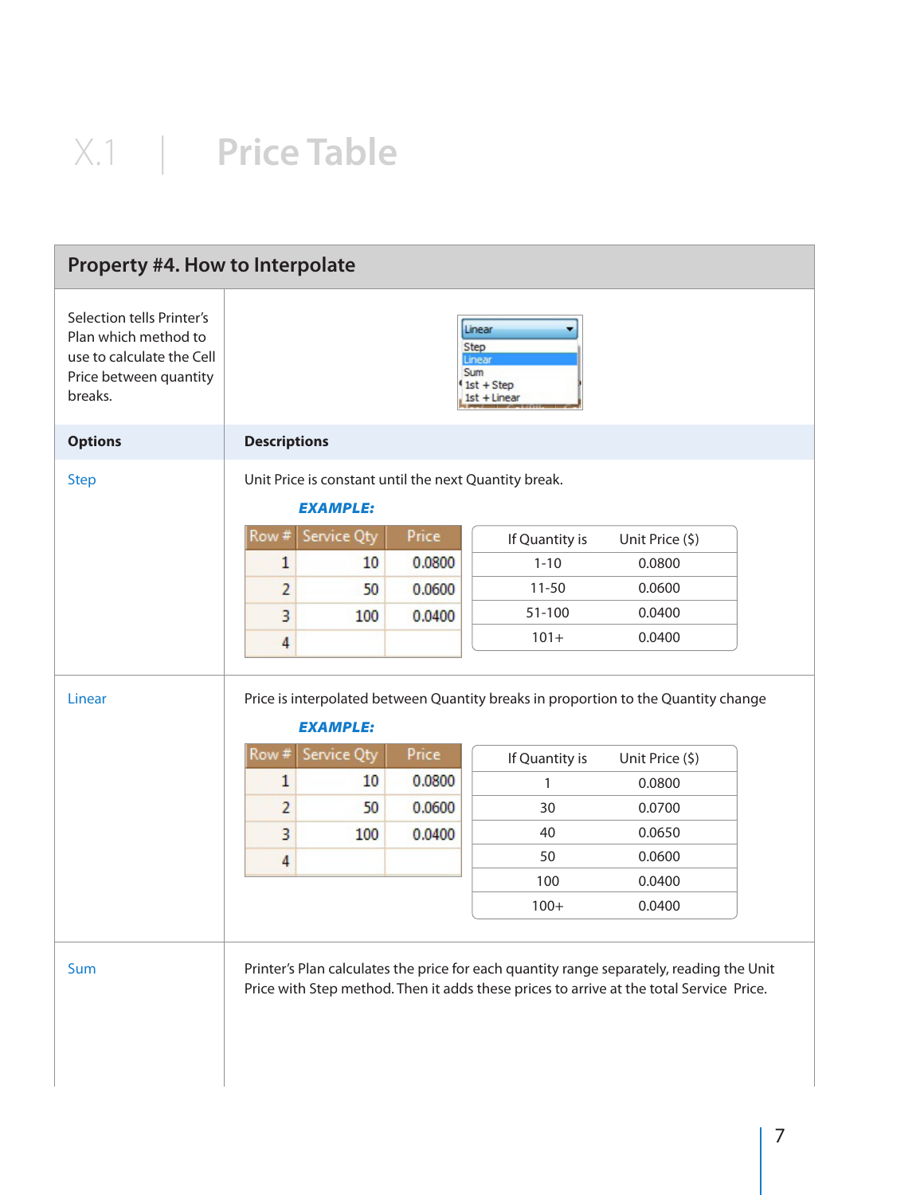# X.1 | Price Table

## Property #4. How to Interpolate

Selection tells Printer's Plan which method to use to calculate the Cell Price between quantity breaks.

Linear
Step
Linear
Sum
1st + Step
1st + Linear

| Options | Descriptions |
|---|---|
| Step | Unit Price is constant until the next Quantity break. |

***EXAMPLE:***

| Row # | Service Qty | Price |
|---|---|---|
| 1 | 10 | 0.0800 |
| 2 | 50 | 0.0600 |
| 3 | 100 | 0.0400 |
| 4 | | |

| If Quantity is | Unit Price ($) |
|---|---|
| 1-10 | 0.0800 |
| 11-50 | 0.0600 |
| 51-100 | 0.0400 |
| 101+ | 0.0400 |

**Linear**

Price is interpolated between Quantity breaks in proportion to the Quantity change

***EXAMPLE:***

| Row # | Service Qty | Price |
|---|---|---|
| 1 | 10 | 0.0800 |
| 2 | 50 | 0.0600 |
| 3 | 100 | 0.0400 |
| 4 | | |

| If Quantity is | Unit Price ($) |
|---|---|
| 1 | 0.0800 |
| 30 | 0.0700 |
| 40 | 0.0650 |
| 50 | 0.0600 |
| 100 | 0.0400 |
| 100+ | 0.0400 |

**Sum**

Printer's Plan calculates the price for each quantity range separately, reading the Unit Price with Step method. Then it adds these prices to arrive at the total Service Price.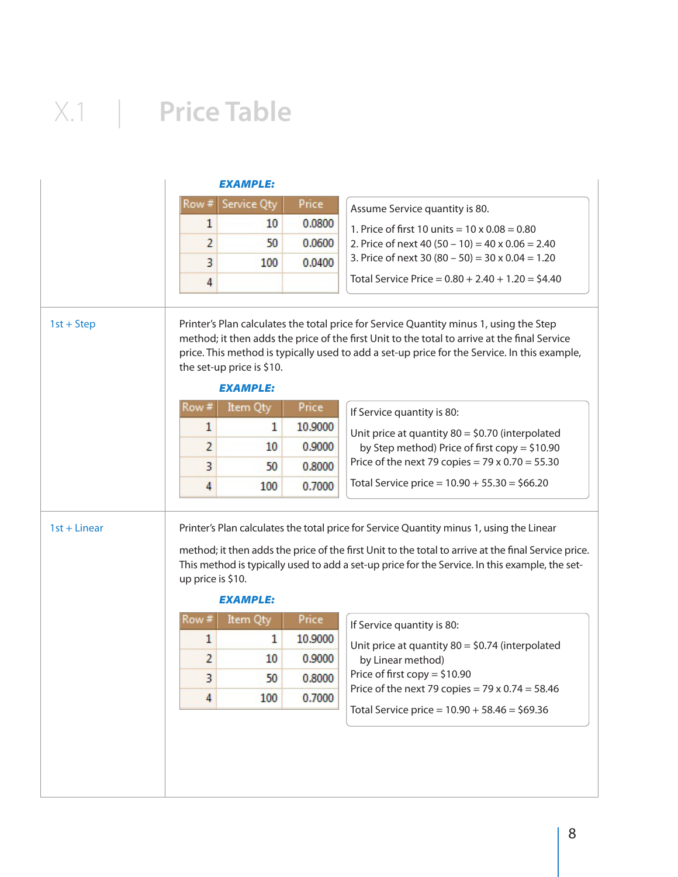# X.1 | Price Table

***EXAMPLE:***

| Row # | Service Qty | Price |
|---|---|---|
| 1 | 10 | 0.0800 |
| 2 | 50 | 0.0600 |
| 3 | 100 | 0.0400 |
| 4 | | |

Assume Service quantity is 80.

1. Price of first 10 units = 10 x 0.08 = 0.80
2. Price of next 40 (50 – 10) = 40 x 0.06 = 2.40
3. Price of next 30 (80 – 50) = 30 x 0.04 = 1.20

Total Service Price = 0.80 + 2.40 + 1.20 = $4.40

**1st + Step**

Printer's Plan calculates the total price for Service Quantity minus 1, using the Step method; it then adds the price of the first Unit to the total to arrive at the final Service price. This method is typically used to add a set-up price for the Service. In this example, the set-up price is $10.

***EXAMPLE:***

| Row # | Item Qty | Price |
|---|---|---|
| 1 | 1 | 10.9000 |
| 2 | 10 | 0.9000 |
| 3 | 50 | 0.8000 |
| 4 | 100 | 0.7000 |

If Service quantity is 80:

Unit price at quantity 80 = $0.70 (interpolated by Step method) Price of first copy = $10.90
Price of the next 79 copies = 79 x 0.70 = 55.30

Total Service price = 10.90 + 55.30 = $66.20

**1st + Linear**

Printer's Plan calculates the total price for Service Quantity minus 1, using the Linear method; it then adds the price of the first Unit to the total to arrive at the final Service price. This method is typically used to add a set-up price for the Service. In this example, the set-up price is $10.

***EXAMPLE:***

| Row # | Item Qty | Price |
|---|---|---|
| 1 | 1 | 10.9000 |
| 2 | 10 | 0.9000 |
| 3 | 50 | 0.8000 |
| 4 | 100 | 0.7000 |

If Service quantity is 80:

Unit price at quantity 80 = $0.74 (interpolated by Linear method)
Price of first copy = $10.90
Price of the next 79 copies = 79 x 0.74 = 58.46

Total Service price = 10.90 + 58.46 = $69.36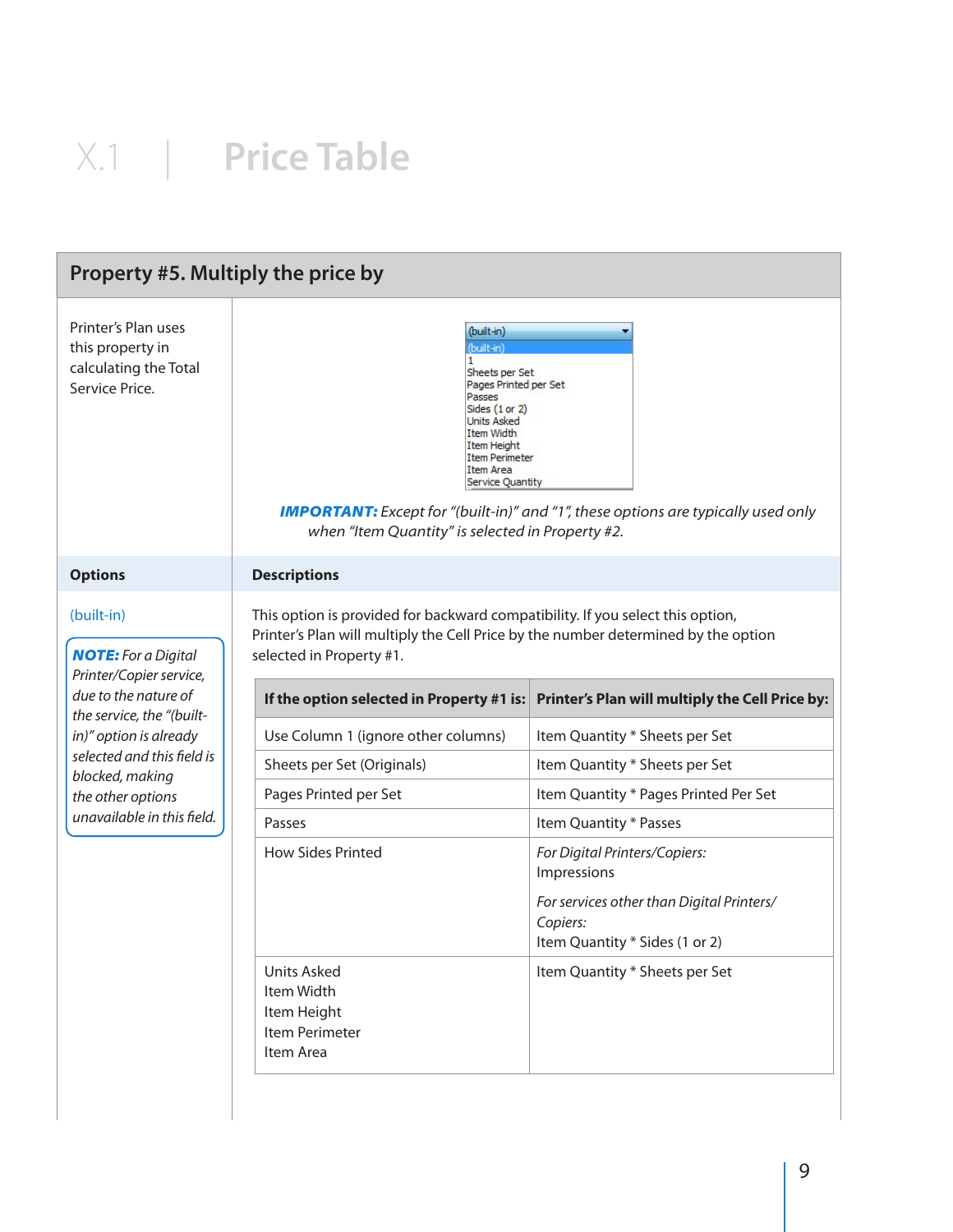# X.1 | Price Table

## Property #5. Multiply the price by

Printer's Plan uses this property in calculating the Total Service Price.

(built-in)
(built-in)
1
Sheets per Set
Pages Printed per Set
Passes
Sides (1 or 2)
Units Asked
Item Width
Item Height
Item Perimeter
Item Area
Service Quantity

***IMPORTANT:*** *Except for "(built-in)" and "1", these options are typically used only when "Item Quantity" is selected in Property #2.*

| Options | Descriptions |
|---|---|
| (built-in) | This option is provided for backward compatibility. If you select this option, Printer's Plan will multiply the Cell Price by the number determined by the option selected in Property #1. |

***NOTE:*** *For a Digital Printer/Copier service, due to the nature of the service, the "(built-in)" option is already selected and this field is blocked, making the other options unavailable in this field.*

| If the option selected in Property #1 is: | Printer's Plan will multiply the Cell Price by: |
|---|---|
| Use Column 1 (ignore other columns) | Item Quantity * Sheets per Set |
| Sheets per Set (Originals) | Item Quantity * Sheets per Set |
| Pages Printed per Set | Item Quantity * Pages Printed Per Set |
| Passes | Item Quantity * Passes |
| How Sides Printed | *For Digital Printers/Copiers:* Impressions<br><br>*For services other than Digital Printers/ Copiers:* Item Quantity * Sides (1 or 2) |
| Units Asked<br>Item Width<br>Item Height<br>Item Perimeter<br>Item Area | Item Quantity * Sheets per Set |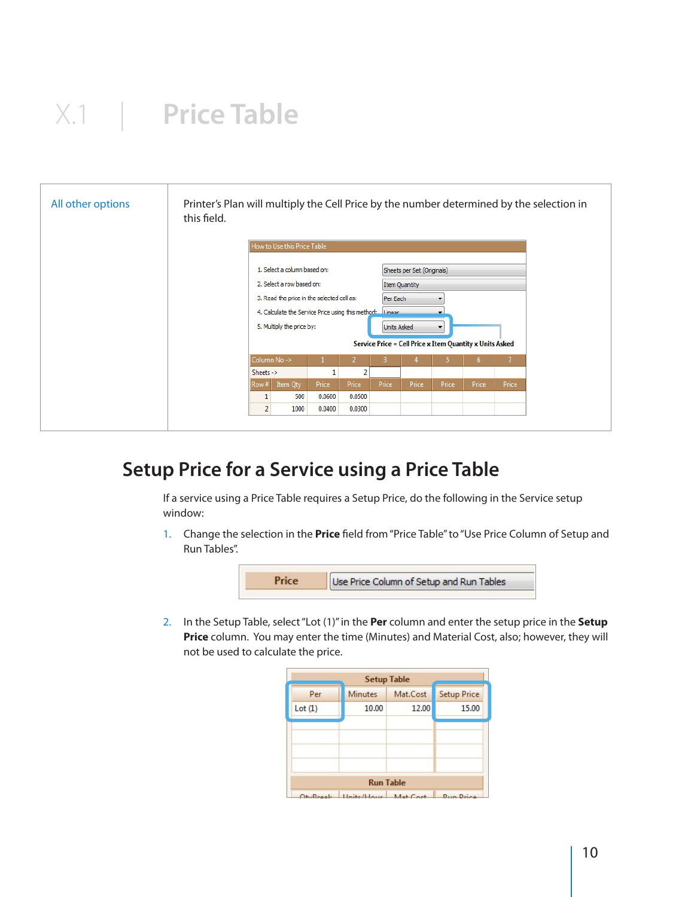# X.1 | Price Table

| | |
|---|---|
| All other options | Printer's Plan will multiply the Cell Price by the number determined by the selection in this field. |

How to Use this Price Table

1. Select a column based on: Sheets per Set (Originals)
2. Select a row based on: Item Quantity
3. Read the price in the selected cell as: Per Each
4. Calculate the Service Price using this method: Linear
5. Multiply the price by: Units Asked

Service Price = Cell Price x Item Quantity x Units Asked

| Column No -> | | 1 | 2 | 3 | 4 | 5 | 6 | 7 |
|---|---|---|---|---|---|---|---|---|
| Sheets -> | | 1 | 2 | | | | | |
| Row # | Item Qty | Price | Price | Price | Price | Price | Price | Price |
| 1 | 500 | 0.0600 | 0.0500 | | | | | |
| 2 | 1000 | 0.0400 | 0.0300 | | | | | |

## Setup Price for a Service using a Price Table

If a service using a Price Table requires a Setup Price, do the following in the Service setup window:

1. Change the selection in the **Price** field from "Price Table" to "Use Price Column of Setup and Run Tables".

| Price | Use Price Column of Setup and Run Tables |
|---|---|

2. In the Setup Table, select "Lot (1)" in the **Per** column and enter the setup price in the **Setup Price** column. You may enter the time (Minutes) and Material Cost, also; however, they will not be used to calculate the price.

Setup Table

| Per | Minutes | Mat.Cost | Setup Price |
|---|---|---|---|
| Lot (1) | 10.00 | 12.00 | 15.00 |

Run Table

| QtyBreak | Units/Hour | Mat.Cost | Run Price |
|---|---|---|---|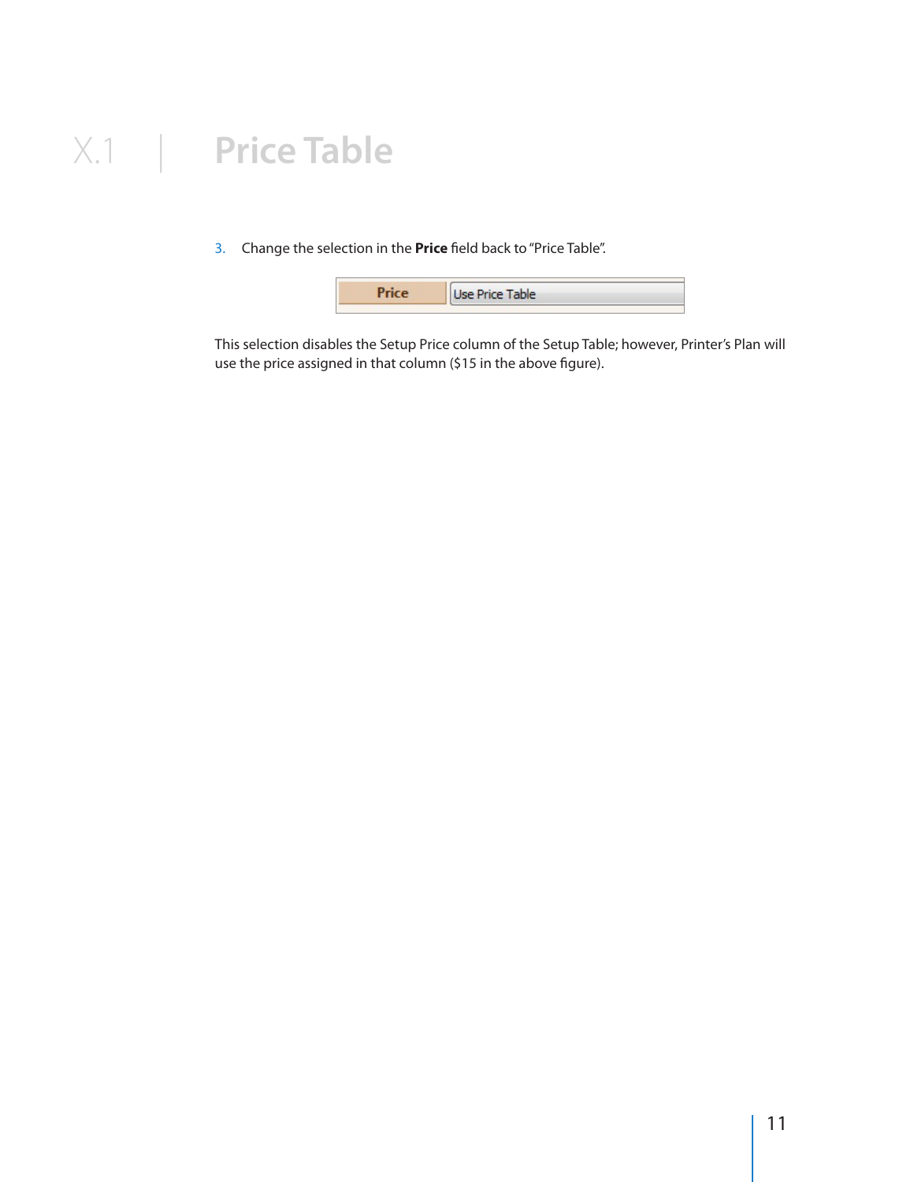# X.1 | Price Table

3. Change the selection in the **Price** field back to "Price Table".

| Price | Use Price Table |
| --- | --- |

This selection disables the Setup Price column of the Setup Table; however, Printer's Plan will use the price assigned in that column ($15 in the above figure).